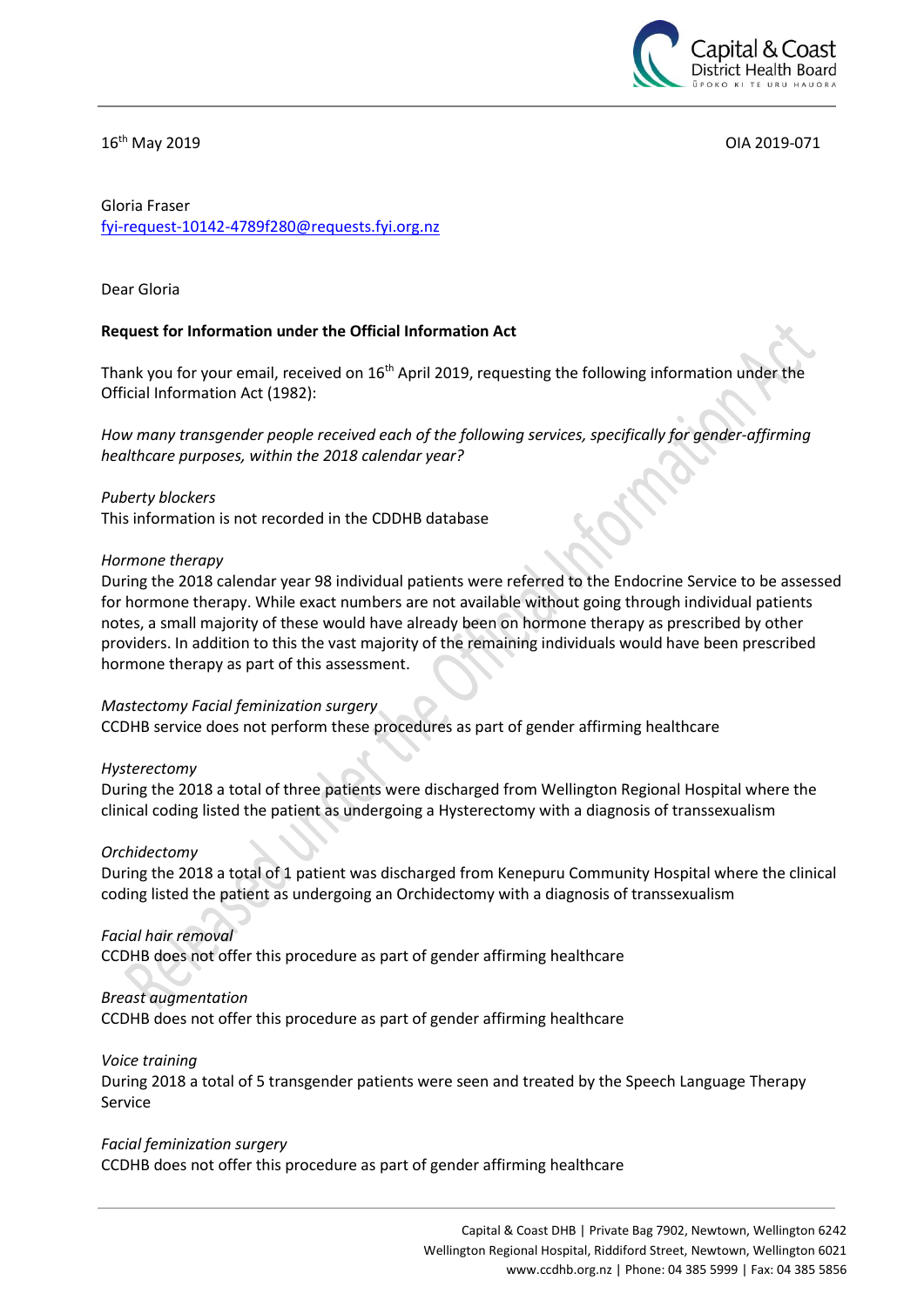16th May 2019 OIA 2019-071

Gloria Fraser
fyi-request-10142-4789f280@requests.fyi.org.nz

Dear Gloria

**Request for Information under the Official Information Act**

Thank you for your email, received on 16th April 2019, requesting the following information under the Official Information Act (1982):

*How many transgender people received each of the following services, specifically for gender-affirming healthcare purposes, within the 2018 calendar year?*

*Puberty blockers*
This information is not recorded in the CDDHB database

*Hormone therapy*
During the 2018 calendar year 98 individual patients were referred to the Endocrine Service to be assessed for hormone therapy. While exact numbers are not available without going through individual patients notes, a small majority of these would have already been on hormone therapy as prescribed by other providers. In addition to this the vast majority of the remaining individuals would have been prescribed hormone therapy as part of this assessment.

*Mastectomy Facial feminization surgery*
CCDHB service does not perform these procedures as part of gender affirming healthcare

*Hysterectomy*
During the 2018 a total of three patients were discharged from Wellington Regional Hospital where the clinical coding listed the patient as undergoing a Hysterectomy with a diagnosis of transsexualism

*Orchidectomy*
During the 2018 a total of 1 patient was discharged from Kenepuru Community Hospital where the clinical coding listed the patient as undergoing an Orchidectomy with a diagnosis of transsexualism

*Facial hair removal*
CCDHB does not offer this procedure as part of gender affirming healthcare

*Breast augmentation*
CCDHB does not offer this procedure as part of gender affirming healthcare

*Voice training*
During 2018 a total of 5 transgender patients were seen and treated by the Speech Language Therapy Service

*Facial feminization surgery*
CCDHB does not offer this procedure as part of gender affirming healthcare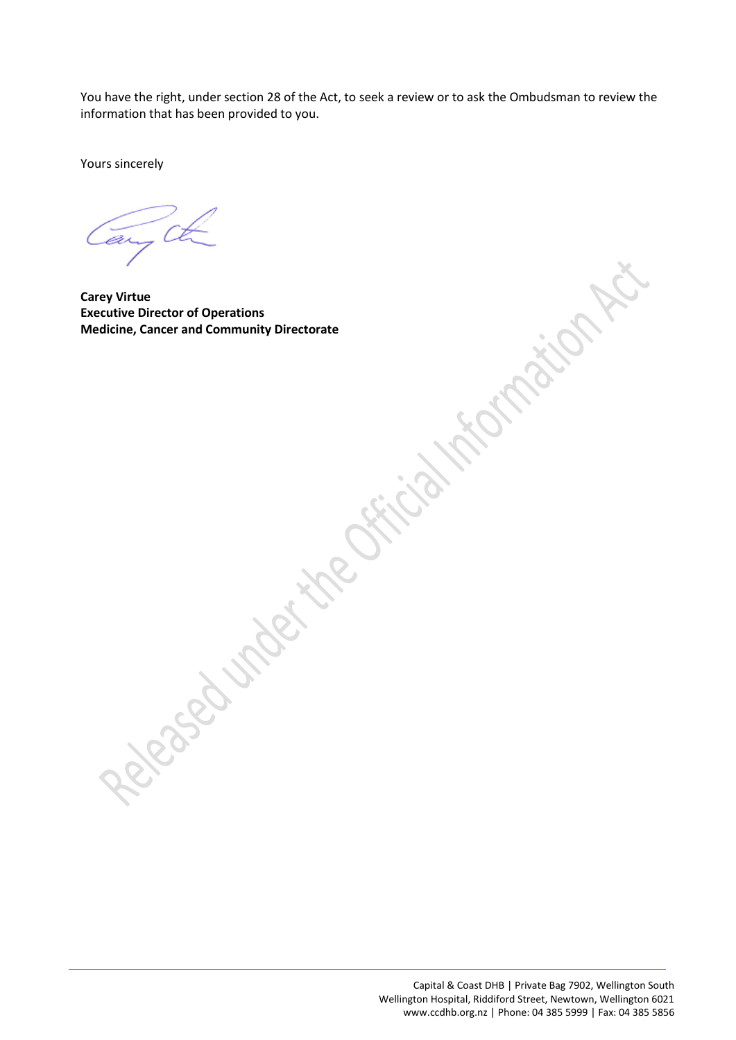You have the right, under section 28 of the Act, to seek a review or to ask the Ombudsman to review the information that has been provided to you.

Yours sincerely

**Carey Virtue**
**Executive Director of Operations**
**Medicine, Cancer and Community Directorate**

Capital & Coast DHB | Private Bag 7902, Wellington South
Wellington Hospital, Riddiford Street, Newtown, Wellington 6021
www.ccdhb.org.nz | Phone: 04 385 5999 | Fax: 04 385 5856